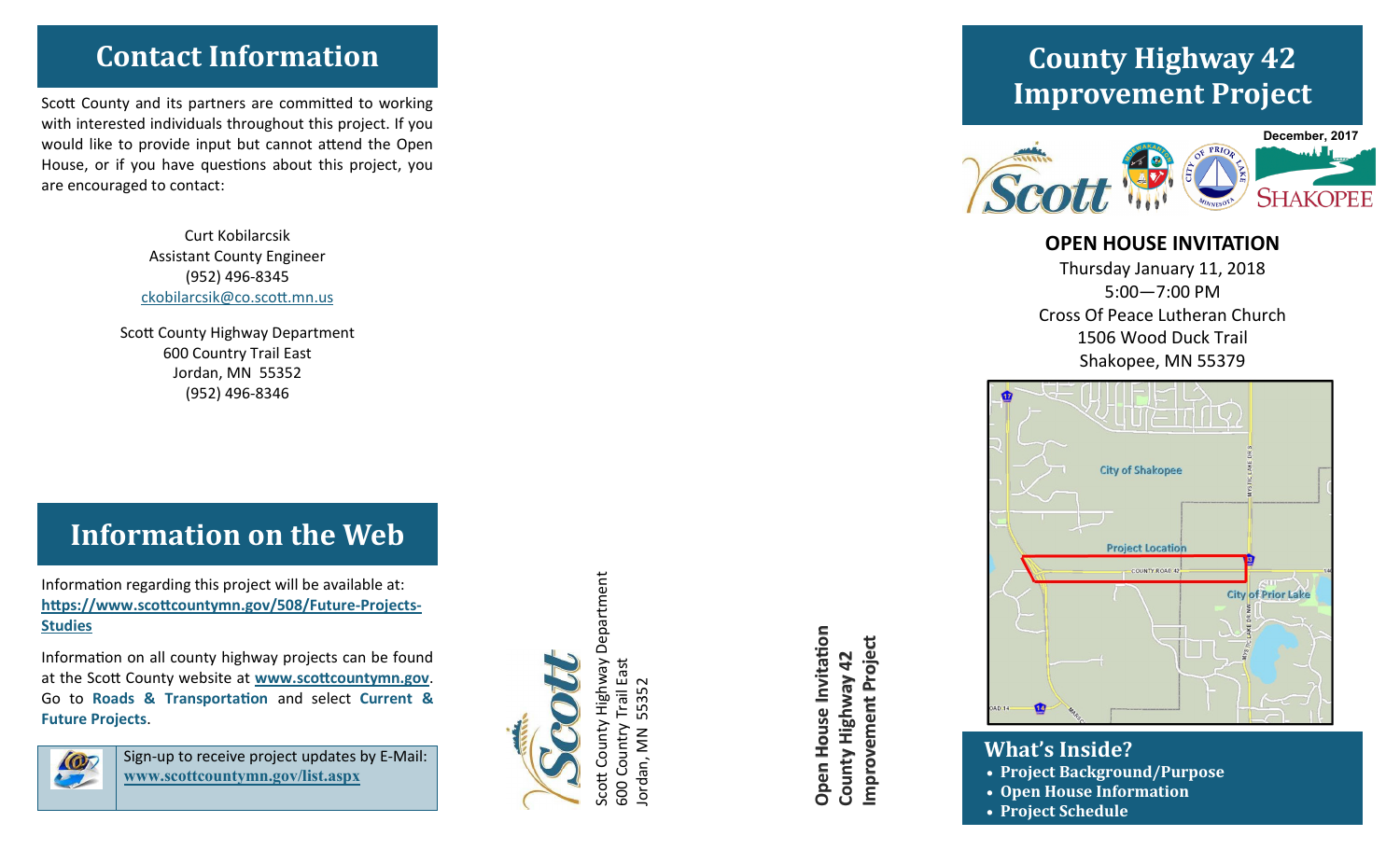## Contact Information

Scott County and its partners are committed to working with interested individuals throughout this project. If you would like to provide input but cannot attend the Open House, or if you have questions about this project, you are encouraged to contact:

Curt Kobilarcsik
Assistant County Engineer
(952) 496-8345
ckobilarcsik@co.scott.mn.us

Scott County Highway Department
600 Country Trail East
Jordan, MN 55352
(952) 496-8346

## Information on the Web

Information regarding this project will be available at: **https://www.scottcountymn.gov/508/Future-Projects-Studies**

Information on all county highway projects can be found at the Scott County website at **www.scottcountymn.gov**. Go to **Roads & Transportation** and select **Current & Future Projects**.

Sign-up to receive project updates by E-Mail: **www.scottcountymn.gov/list.aspx**

Scott County Highway Department
600 Country Trail East
Jordan, MN 55352

**Open House Invitation**
**County Highway 42**
**Improvement Project**

# County Highway 42 Improvement Project

December, 2017

Scott | Shakopee | City of Prior Lake

### OPEN HOUSE INVITATION

Thursday January 11, 2018
5:00—7:00 PM
Cross Of Peace Lutheran Church
1506 Wood Duck Trail
Shakopee, MN 55379

City of Shakopee
Project Location
County Road 42
City of Prior Lake

## What's Inside?

- **Project Background/Purpose**
- **Open House Information**
- **Project Schedule**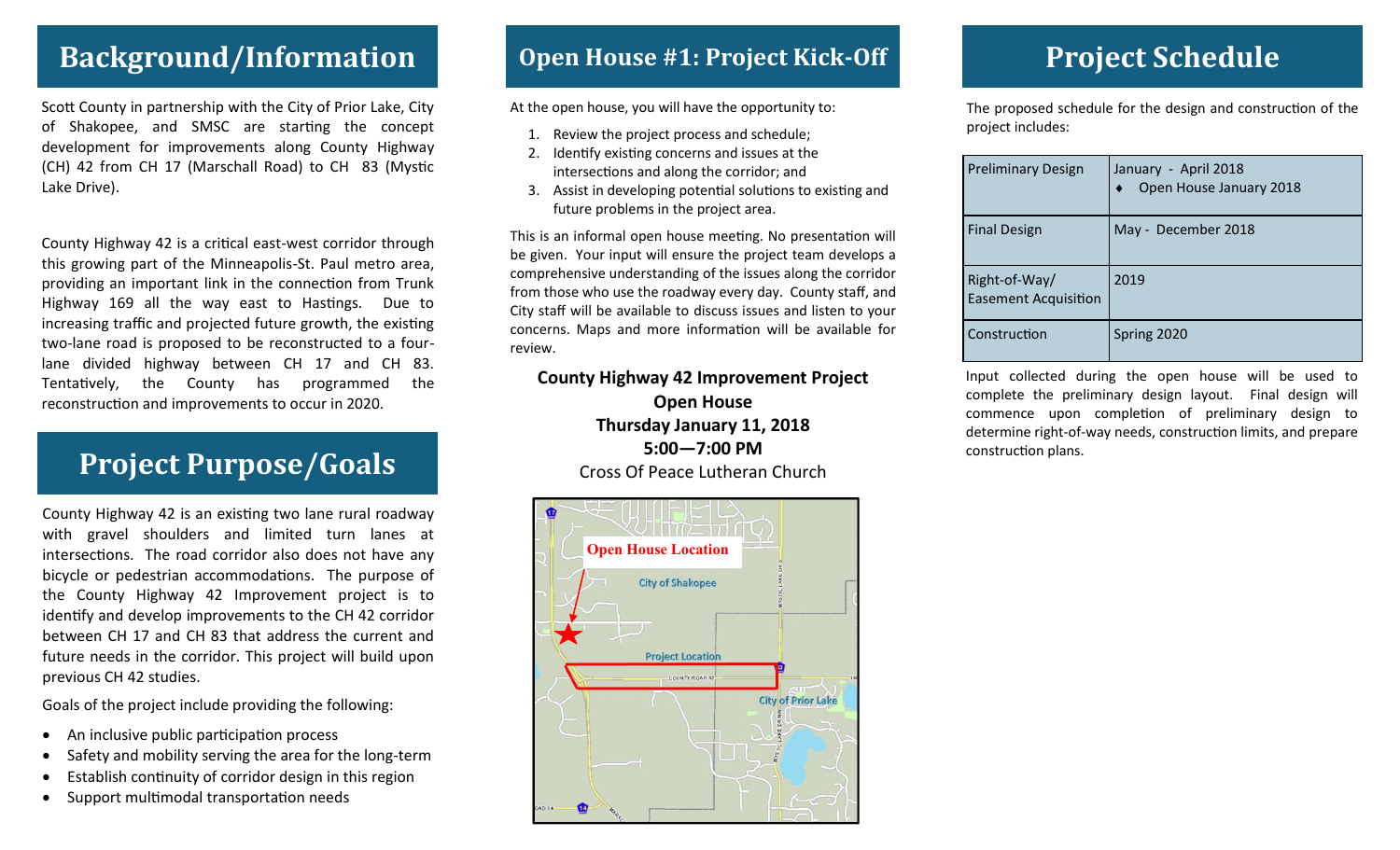## Background/Information

Scott County in partnership with the City of Prior Lake, City of Shakopee, and SMSC are starting the concept development for improvements along County Highway (CH) 42 from CH 17 (Marschall Road) to CH 83 (Mystic Lake Drive).

County Highway 42 is a critical east-west corridor through this growing part of the Minneapolis-St. Paul metro area, providing an important link in the connection from Trunk Highway 169 all the way east to Hastings. Due to increasing traffic and projected future growth, the existing two-lane road is proposed to be reconstructed to a four-lane divided highway between CH 17 and CH 83. Tentatively, the County has programmed the reconstruction and improvements to occur in 2020.

## Project Purpose/Goals

County Highway 42 is an existing two lane rural roadway with gravel shoulders and limited turn lanes at intersections. The road corridor also does not have any bicycle or pedestrian accommodations. The purpose of the County Highway 42 Improvement project is to identify and develop improvements to the CH 42 corridor between CH 17 and CH 83 that address the current and future needs in the corridor. This project will build upon previous CH 42 studies.

Goals of the project include providing the following:

- An inclusive public participation process
- Safety and mobility serving the area for the long-term
- Establish continuity of corridor design in this region
- Support multimodal transportation needs

## Open House #1: Project Kick-Off

At the open house, you will have the opportunity to:

1. Review the project process and schedule;
2. Identify existing concerns and issues at the intersections and along the corridor; and
3. Assist in developing potential solutions to existing and future problems in the project area.

This is an informal open house meeting. No presentation will be given. Your input will ensure the project team develops a comprehensive understanding of the issues along the corridor from those who use the roadway every day. County staff, and City staff will be available to discuss issues and listen to your concerns. Maps and more information will be available for review.

**County Highway 42 Improvement Project**
**Open House**
**Thursday January 11, 2018**
**5:00—7:00 PM**
Cross Of Peace Lutheran Church

Open House Location

City of Shakopee

Project Location

COUNTY ROAD 42

City of Prior Lake

## Project Schedule

The proposed schedule for the design and construction of the project includes:

| | |
|---|---|
| Preliminary Design | January - April 2018<br>♦ Open House January 2018 |
| Final Design | May - December 2018 |
| Right-of-Way/ Easement Acquisition | 2019 |
| Construction | Spring 2020 |

Input collected during the open house will be used to complete the preliminary design layout. Final design will commence upon completion of preliminary design to determine right-of-way needs, construction limits, and prepare construction plans.